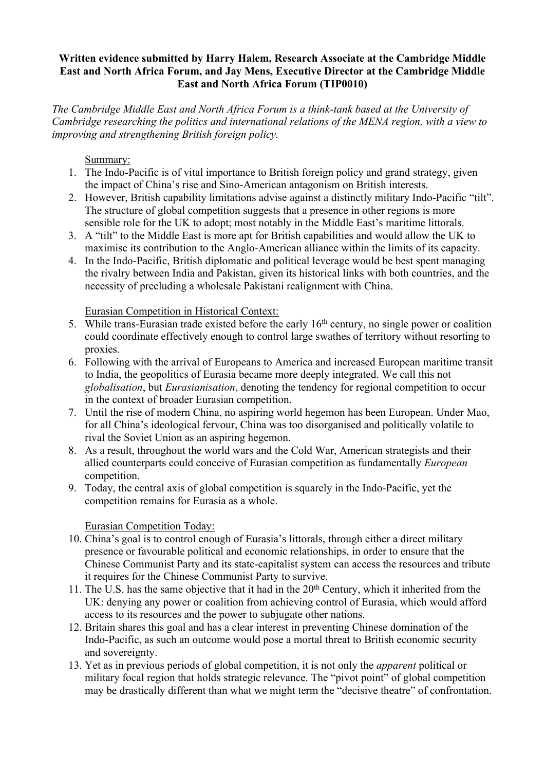**Written evidence submitted by Harry Halem, Research Associate at the Cambridge Middle East and North Africa Forum, and Jay Mens, Executive Director at the Cambridge Middle East and North Africa Forum (TIP0010)**

*The Cambridge Middle East and North Africa Forum is a think-tank based at the University of Cambridge researching the politics and international relations of the MENA region, with a view to improving and strengthening British foreign policy.*

Summary:

1. The Indo-Pacific is of vital importance to British foreign policy and grand strategy, given the impact of China's rise and Sino-American antagonism on British interests.
2. However, British capability limitations advise against a distinctly military Indo-Pacific "tilt". The structure of global competition suggests that a presence in other regions is more sensible role for the UK to adopt; most notably in the Middle East's maritime littorals.
3. A "tilt" to the Middle East is more apt for British capabilities and would allow the UK to maximise its contribution to the Anglo-American alliance within the limits of its capacity.
4. In the Indo-Pacific, British diplomatic and political leverage would be best spent managing the rivalry between India and Pakistan, given its historical links with both countries, and the necessity of precluding a wholesale Pakistani realignment with China.

Eurasian Competition in Historical Context:

5. While trans-Eurasian trade existed before the early 16th century, no single power or coalition could coordinate effectively enough to control large swathes of territory without resorting to proxies.
6. Following with the arrival of Europeans to America and increased European maritime transit to India, the geopolitics of Eurasia became more deeply integrated. We call this not *globalisation*, but *Eurasianisation*, denoting the tendency for regional competition to occur in the context of broader Eurasian competition.
7. Until the rise of modern China, no aspiring world hegemon has been European. Under Mao, for all China's ideological fervour, China was too disorganised and politically volatile to rival the Soviet Union as an aspiring hegemon.
8. As a result, throughout the world wars and the Cold War, American strategists and their allied counterparts could conceive of Eurasian competition as fundamentally *European* competition.
9. Today, the central axis of global competition is squarely in the Indo-Pacific, yet the competition remains for Eurasia as a whole.

Eurasian Competition Today:

10. China's goal is to control enough of Eurasia's littorals, through either a direct military presence or favourable political and economic relationships, in order to ensure that the Chinese Communist Party and its state-capitalist system can access the resources and tribute it requires for the Chinese Communist Party to survive.
11. The U.S. has the same objective that it had in the 20th Century, which it inherited from the UK: denying any power or coalition from achieving control of Eurasia, which would afford access to its resources and the power to subjugate other nations.
12. Britain shares this goal and has a clear interest in preventing Chinese domination of the Indo-Pacific, as such an outcome would pose a mortal threat to British economic security and sovereignty.
13. Yet as in previous periods of global competition, it is not only the *apparent* political or military focal region that holds strategic relevance. The "pivot point" of global competition may be drastically different than what we might term the "decisive theatre" of confrontation.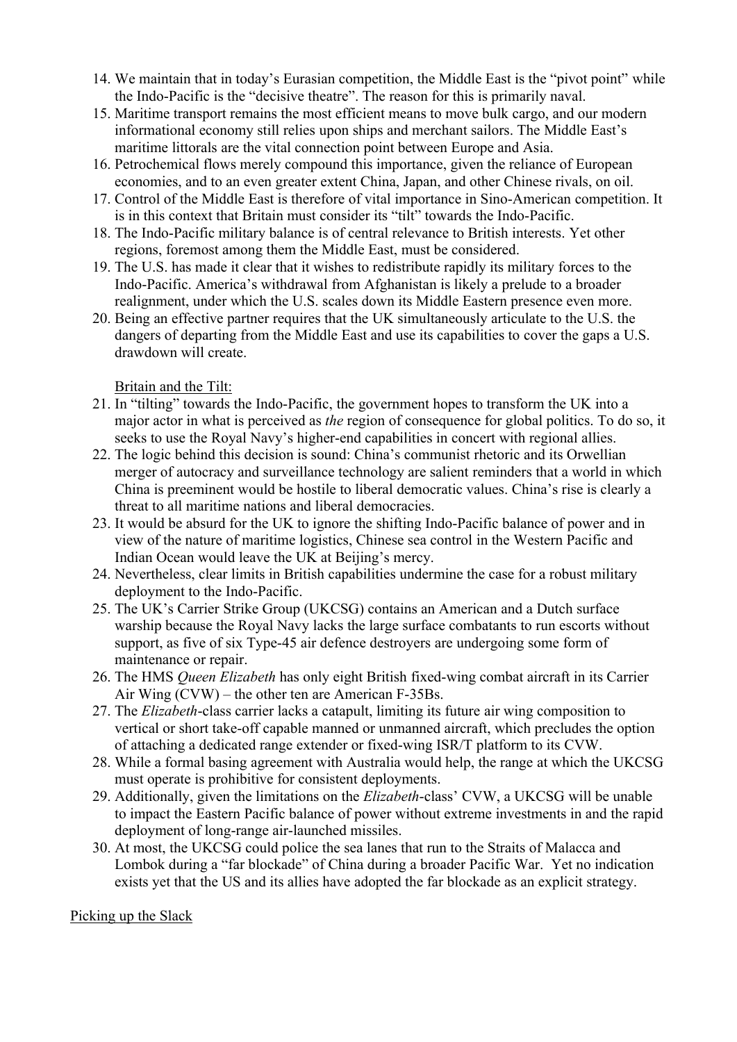14. We maintain that in today's Eurasian competition, the Middle East is the "pivot point" while the Indo-Pacific is the "decisive theatre". The reason for this is primarily naval.
15. Maritime transport remains the most efficient means to move bulk cargo, and our modern informational economy still relies upon ships and merchant sailors. The Middle East's maritime littorals are the vital connection point between Europe and Asia.
16. Petrochemical flows merely compound this importance, given the reliance of European economies, and to an even greater extent China, Japan, and other Chinese rivals, on oil.
17. Control of the Middle East is therefore of vital importance in Sino-American competition. It is in this context that Britain must consider its "tilt" towards the Indo-Pacific.
18. The Indo-Pacific military balance is of central relevance to British interests. Yet other regions, foremost among them the Middle East, must be considered.
19. The U.S. has made it clear that it wishes to redistribute rapidly its military forces to the Indo-Pacific. America's withdrawal from Afghanistan is likely a prelude to a broader realignment, under which the U.S. scales down its Middle Eastern presence even more.
20. Being an effective partner requires that the UK simultaneously articulate to the U.S. the dangers of departing from the Middle East and use its capabilities to cover the gaps a U.S. drawdown will create.

Britain and the Tilt:

21. In "tilting" towards the Indo-Pacific, the government hopes to transform the UK into a major actor in what is perceived as *the* region of consequence for global politics. To do so, it seeks to use the Royal Navy's higher-end capabilities in concert with regional allies.
22. The logic behind this decision is sound: China's communist rhetoric and its Orwellian merger of autocracy and surveillance technology are salient reminders that a world in which China is preeminent would be hostile to liberal democratic values. China's rise is clearly a threat to all maritime nations and liberal democracies.
23. It would be absurd for the UK to ignore the shifting Indo-Pacific balance of power and in view of the nature of maritime logistics, Chinese sea control in the Western Pacific and Indian Ocean would leave the UK at Beijing's mercy.
24. Nevertheless, clear limits in British capabilities undermine the case for a robust military deployment to the Indo-Pacific.
25. The UK's Carrier Strike Group (UKCSG) contains an American and a Dutch surface warship because the Royal Navy lacks the large surface combatants to run escorts without support, as five of six Type-45 air defence destroyers are undergoing some form of maintenance or repair.
26. The HMS *Queen Elizabeth* has only eight British fixed-wing combat aircraft in its Carrier Air Wing (CVW) – the other ten are American F-35Bs.
27. The *Elizabeth*-class carrier lacks a catapult, limiting its future air wing composition to vertical or short take-off capable manned or unmanned aircraft, which precludes the option of attaching a dedicated range extender or fixed-wing ISR/T platform to its CVW.
28. While a formal basing agreement with Australia would help, the range at which the UKCSG must operate is prohibitive for consistent deployments.
29. Additionally, given the limitations on the *Elizabeth*-class' CVW, a UKCSG will be unable to impact the Eastern Pacific balance of power without extreme investments in and the rapid deployment of long-range air-launched missiles.
30. At most, the UKCSG could police the sea lanes that run to the Straits of Malacca and Lombok during a "far blockade" of China during a broader Pacific War. Yet no indication exists yet that the US and its allies have adopted the far blockade as an explicit strategy.

Picking up the Slack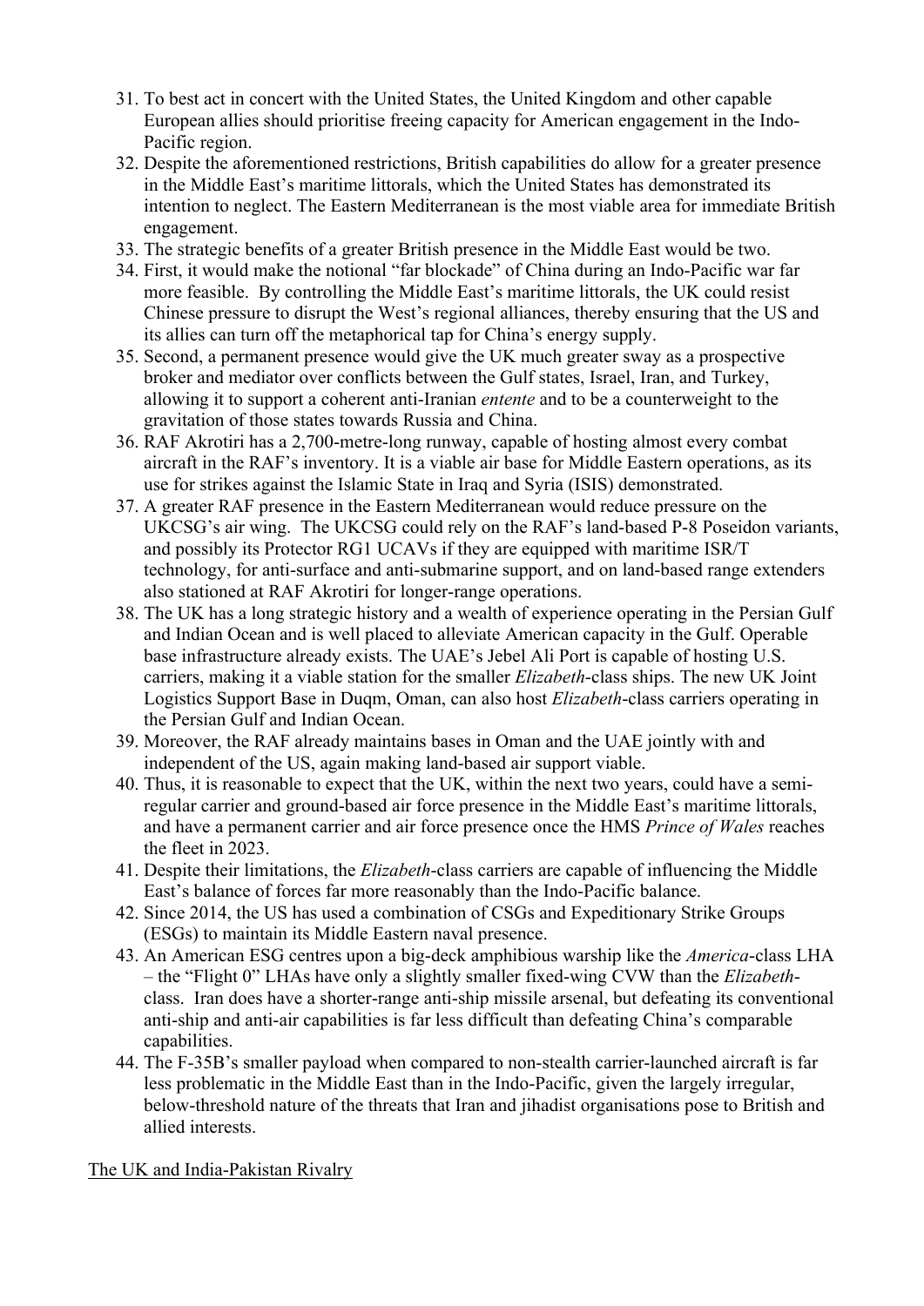31. To best act in concert with the United States, the United Kingdom and other capable European allies should prioritise freeing capacity for American engagement in the Indo-Pacific region.
32. Despite the aforementioned restrictions, British capabilities do allow for a greater presence in the Middle East's maritime littorals, which the United States has demonstrated its intention to neglect. The Eastern Mediterranean is the most viable area for immediate British engagement.
33. The strategic benefits of a greater British presence in the Middle East would be two.
34. First, it would make the notional "far blockade" of China during an Indo-Pacific war far more feasible. By controlling the Middle East's maritime littorals, the UK could resist Chinese pressure to disrupt the West's regional alliances, thereby ensuring that the US and its allies can turn off the metaphorical tap for China's energy supply.
35. Second, a permanent presence would give the UK much greater sway as a prospective broker and mediator over conflicts between the Gulf states, Israel, Iran, and Turkey, allowing it to support a coherent anti-Iranian *entente* and to be a counterweight to the gravitation of those states towards Russia and China.
36. RAF Akrotiri has a 2,700-metre-long runway, capable of hosting almost every combat aircraft in the RAF's inventory. It is a viable air base for Middle Eastern operations, as its use for strikes against the Islamic State in Iraq and Syria (ISIS) demonstrated.
37. A greater RAF presence in the Eastern Mediterranean would reduce pressure on the UKCSG's air wing. The UKCSG could rely on the RAF's land-based P-8 Poseidon variants, and possibly its Protector RG1 UCAVs if they are equipped with maritime ISR/T technology, for anti-surface and anti-submarine support, and on land-based range extenders also stationed at RAF Akrotiri for longer-range operations.
38. The UK has a long strategic history and a wealth of experience operating in the Persian Gulf and Indian Ocean and is well placed to alleviate American capacity in the Gulf. Operable base infrastructure already exists. The UAE's Jebel Ali Port is capable of hosting U.S. carriers, making it a viable station for the smaller *Elizabeth*-class ships. The new UK Joint Logistics Support Base in Duqm, Oman, can also host *Elizabeth*-class carriers operating in the Persian Gulf and Indian Ocean.
39. Moreover, the RAF already maintains bases in Oman and the UAE jointly with and independent of the US, again making land-based air support viable.
40. Thus, it is reasonable to expect that the UK, within the next two years, could have a semi-regular carrier and ground-based air force presence in the Middle East's maritime littorals, and have a permanent carrier and air force presence once the HMS *Prince of Wales* reaches the fleet in 2023.
41. Despite their limitations, the *Elizabeth*-class carriers are capable of influencing the Middle East's balance of forces far more reasonably than the Indo-Pacific balance.
42. Since 2014, the US has used a combination of CSGs and Expeditionary Strike Groups (ESGs) to maintain its Middle Eastern naval presence.
43. An American ESG centres upon a big-deck amphibious warship like the *America*-class LHA – the "Flight 0" LHAs have only a slightly smaller fixed-wing CVW than the *Elizabeth*-class. Iran does have a shorter-range anti-ship missile arsenal, but defeating its conventional anti-ship and anti-air capabilities is far less difficult than defeating China's comparable capabilities.
44. The F-35B's smaller payload when compared to non-stealth carrier-launched aircraft is far less problematic in the Middle East than in the Indo-Pacific, given the largely irregular, below-threshold nature of the threats that Iran and jihadist organisations pose to British and allied interests.

## The UK and India-Pakistan Rivalry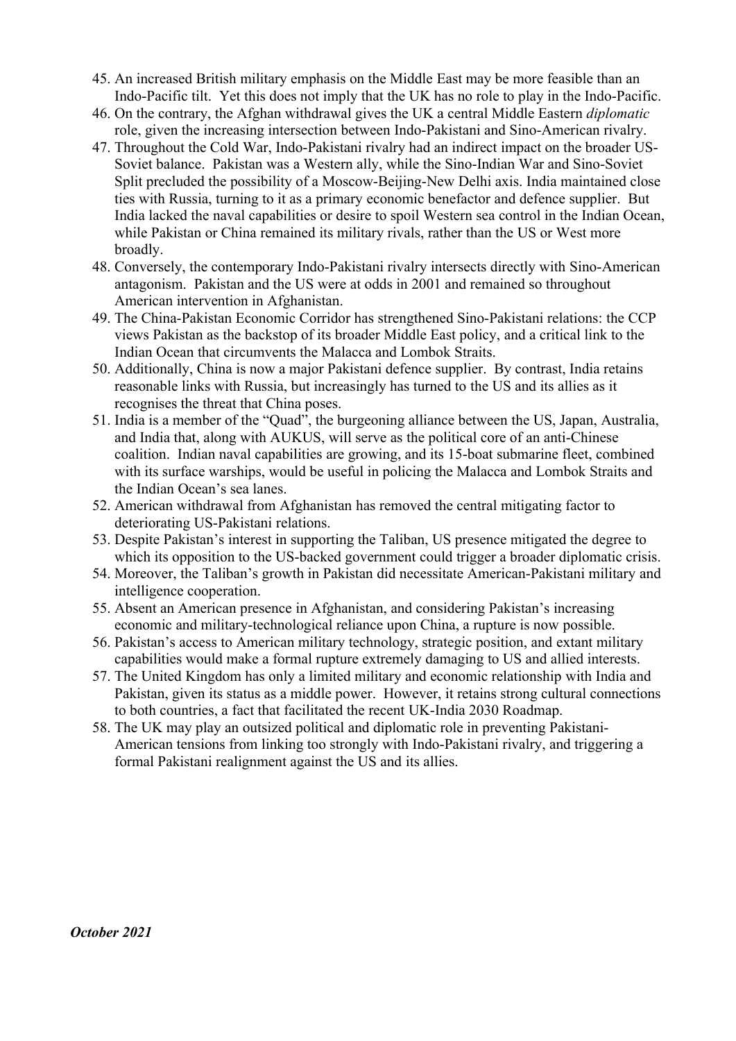45. An increased British military emphasis on the Middle East may be more feasible than an Indo-Pacific tilt. Yet this does not imply that the UK has no role to play in the Indo-Pacific.
46. On the contrary, the Afghan withdrawal gives the UK a central Middle Eastern *diplomatic* role, given the increasing intersection between Indo-Pakistani and Sino-American rivalry.
47. Throughout the Cold War, Indo-Pakistani rivalry had an indirect impact on the broader US-Soviet balance. Pakistan was a Western ally, while the Sino-Indian War and Sino-Soviet Split precluded the possibility of a Moscow-Beijing-New Delhi axis. India maintained close ties with Russia, turning to it as a primary economic benefactor and defence supplier. But India lacked the naval capabilities or desire to spoil Western sea control in the Indian Ocean, while Pakistan or China remained its military rivals, rather than the US or West more broadly.
48. Conversely, the contemporary Indo-Pakistani rivalry intersects directly with Sino-American antagonism. Pakistan and the US were at odds in 2001 and remained so throughout American intervention in Afghanistan.
49. The China-Pakistan Economic Corridor has strengthened Sino-Pakistani relations: the CCP views Pakistan as the backstop of its broader Middle East policy, and a critical link to the Indian Ocean that circumvents the Malacca and Lombok Straits.
50. Additionally, China is now a major Pakistani defence supplier. By contrast, India retains reasonable links with Russia, but increasingly has turned to the US and its allies as it recognises the threat that China poses.
51. India is a member of the "Quad", the burgeoning alliance between the US, Japan, Australia, and India that, along with AUKUS, will serve as the political core of an anti-Chinese coalition. Indian naval capabilities are growing, and its 15-boat submarine fleet, combined with its surface warships, would be useful in policing the Malacca and Lombok Straits and the Indian Ocean's sea lanes.
52. American withdrawal from Afghanistan has removed the central mitigating factor to deteriorating US-Pakistani relations.
53. Despite Pakistan's interest in supporting the Taliban, US presence mitigated the degree to which its opposition to the US-backed government could trigger a broader diplomatic crisis.
54. Moreover, the Taliban's growth in Pakistan did necessitate American-Pakistani military and intelligence cooperation.
55. Absent an American presence in Afghanistan, and considering Pakistan's increasing economic and military-technological reliance upon China, a rupture is now possible.
56. Pakistan's access to American military technology, strategic position, and extant military capabilities would make a formal rupture extremely damaging to US and allied interests.
57. The United Kingdom has only a limited military and economic relationship with India and Pakistan, given its status as a middle power. However, it retains strong cultural connections to both countries, a fact that facilitated the recent UK-India 2030 Roadmap.
58. The UK may play an outsized political and diplomatic role in preventing Pakistani-American tensions from linking too strongly with Indo-Pakistani rivalry, and triggering a formal Pakistani realignment against the US and its allies.

***October 2021***